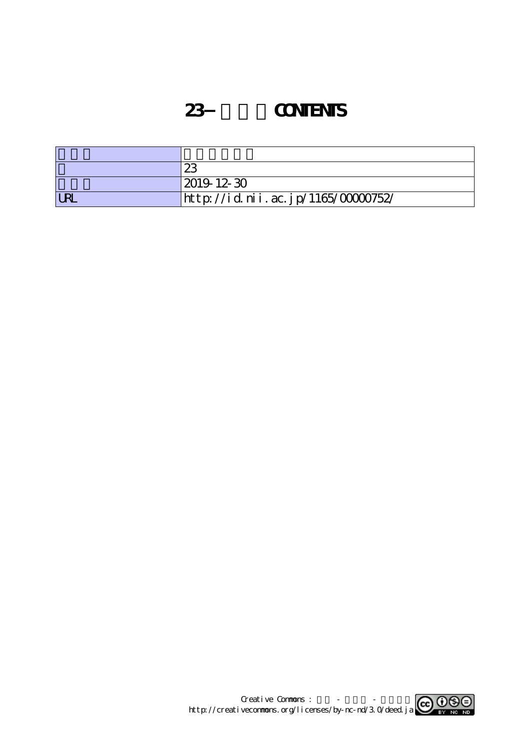# 23 CONTENTS

| | |
|---|---|
| | |
| | 23 |
| | 2019-12-30 |
| URL | http://id.nii.ac.jp/1165/00000752/ |

Creative Commons : - -
http://creativecommons.org/licenses/by-nc-nd/3.0/deed.ja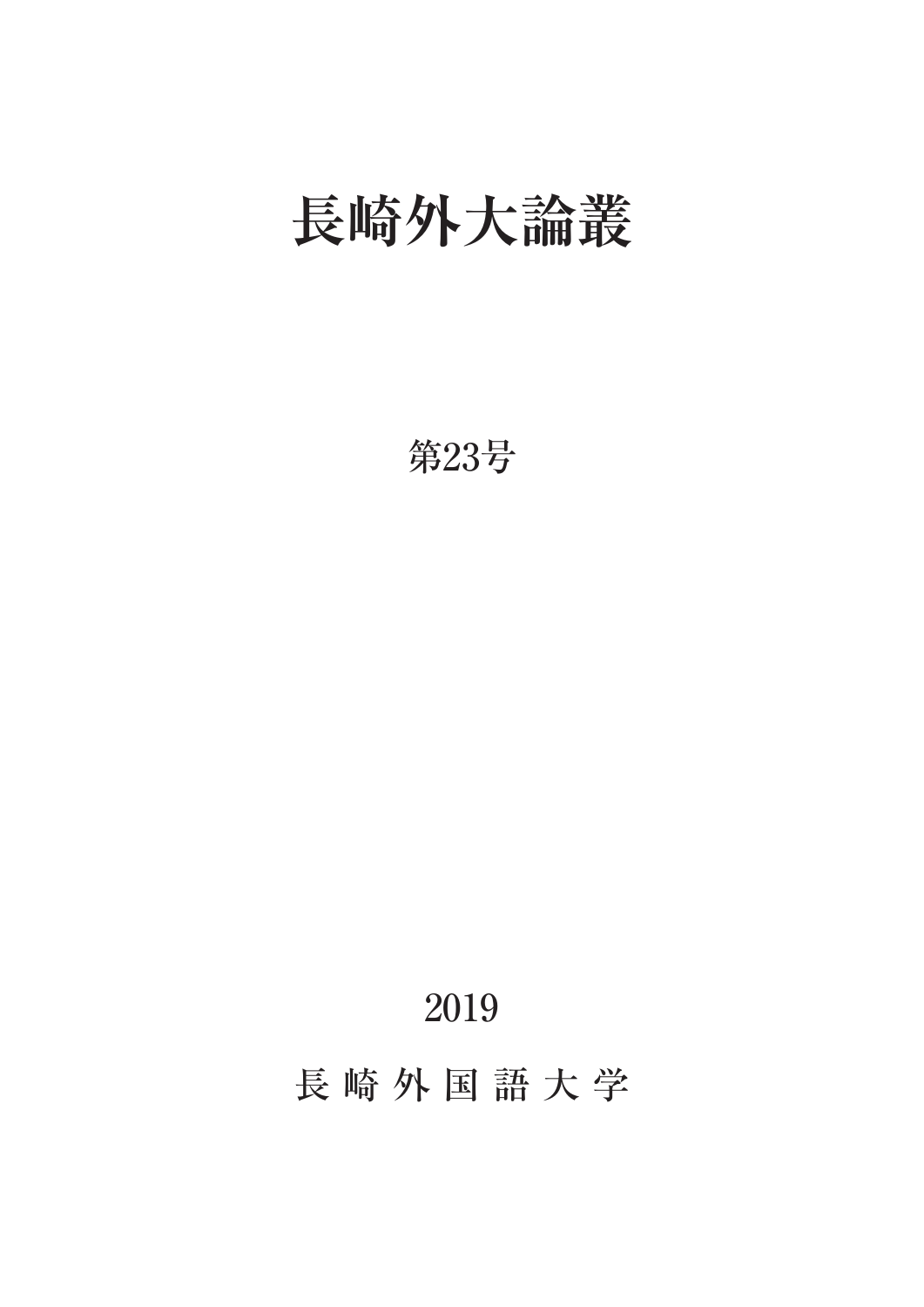# 長崎外大論叢

第23号

2019

長 崎 外 国 語 大 学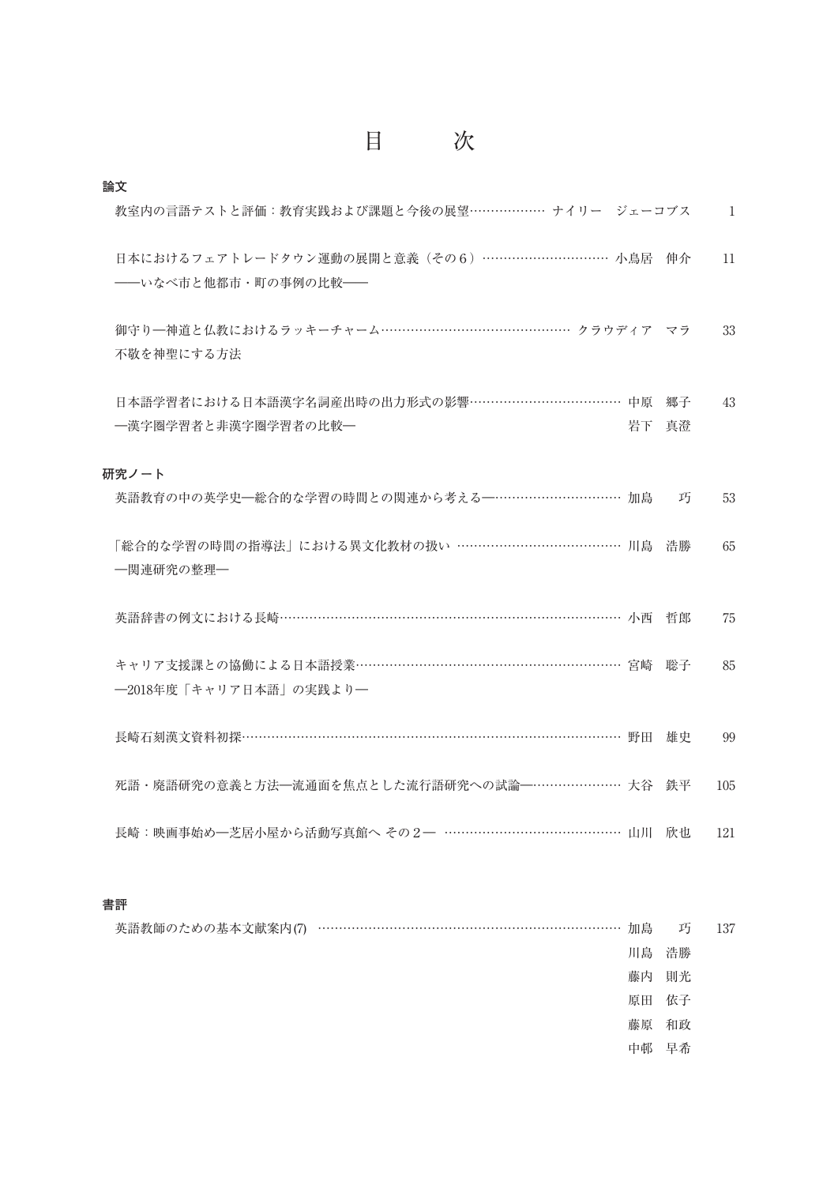# 目　　次

## 論文

| タイトル | 著者 | 頁 |
| --- | --- | --- |
| 教室内の言語テストと評価：教育実践および課題と今後の展望 | ナイリー　ジェーコブス | 1 |
| 日本におけるフェアトレードタウン運動の展開と意義（その６）——いなべ市と他都市・町の事例の比較—— | 小鳥居　伸介 | 11 |
| 御守り—神道と仏教におけるラッキーチャーム 不敬を神聖にする方法 | クラウディア　マラ | 33 |
| 日本語学習者における日本語漢字名詞産出時の出力形式の影響—漢字圏学習者と非漢字圏学習者の比較— | 中原　郷子<br>岩下　真澄 | 43 |

## 研究ノート

| タイトル | 著者 | 頁 |
| --- | --- | --- |
| 英語教育の中の英学史—総合的な学習の時間との関連から考える— | 加島　巧 | 53 |
| 「総合的な学習の時間の指導法」における異文化教材の扱い—関連研究の整理— | 川島　浩勝 | 65 |
| 英語辞書の例文における長崎 | 小西　哲郎 | 75 |
| キャリア支援課との協働による日本語授業—2018年度「キャリア日本語」の実践より— | 宮崎　聡子 | 85 |
| 長崎石刻漢文資料初探 | 野田　雄史 | 99 |
| 死語・廃語研究の意義と方法—流通面を焦点とした流行語研究への試論— | 大谷　鉄平 | 105 |
| 長崎：映画事始め—芝居小屋から活動写真館へ その２— | 山川　欣也 | 121 |

## 書評

| タイトル | 著者 | 頁 |
| --- | --- | --- |
| 英語教師のための基本文献案内(7) | 加島　巧<br>川島　浩勝<br>藤内　則光<br>原田　依子<br>藤原　和政<br>中郡　早希 | 137 |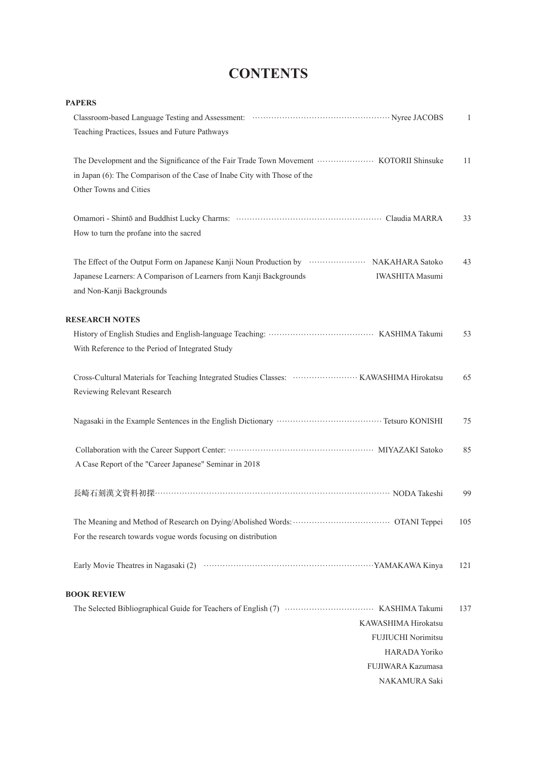# CONTENTS

**PAPERS**

Classroom-based Language Testing and Assessment: Teaching Practices, Issues and Future Pathways ········· Nyree JACOBS 1

The Development and the Significance of the Fair Trade Town Movement in Japan (6): The Comparison of the Case of Inabe City with Those of the Other Towns and Cities ········· KOTORII Shinsuke 11

Omamori - Shintō and Buddhist Lucky Charms: How to turn the profane into the sacred ········· Claudia MARRA 33

The Effect of the Output Form on Japanese Kanji Noun Production by Japanese Learners: A Comparison of Learners from Kanji Backgrounds and Non-Kanji Backgrounds ········· NAKAHARA Satoko, IWASHITA Masumi 43

**RESEARCH NOTES**

History of English Studies and English-language Teaching: With Reference to the Period of Integrated Study ········· KASHIMA Takumi 53

Cross-Cultural Materials for Teaching Integrated Studies Classes: Reviewing Relevant Research ········· KAWASHIMA Hirokatsu 65

Nagasaki in the Example Sentences in the English Dictionary ········· Tetsuro KONISHI 75

Collaboration with the Career Support Center: A Case Report of the "Career Japanese" Seminar in 2018 ········· MIYAZAKI Satoko 85

長崎石刻漢文資料初探 ········· NODA Takeshi 99

The Meaning and Method of Research on Dying/Abolished Words: For the research towards vogue words focusing on distribution ········· OTANI Teppei 105

Early Movie Theatres in Nagasaki (2) ········· YAMAKAWA Kinya 121

**BOOK REVIEW**

The Selected Bibliographical Guide for Teachers of English (7) ········· KASHIMA Takumi, KAWASHIMA Hirokatsu, FUJIUCHI Norimitsu, HARADA Yoriko, FUJIWARA Kazumasa, NAKAMURA Saki 137